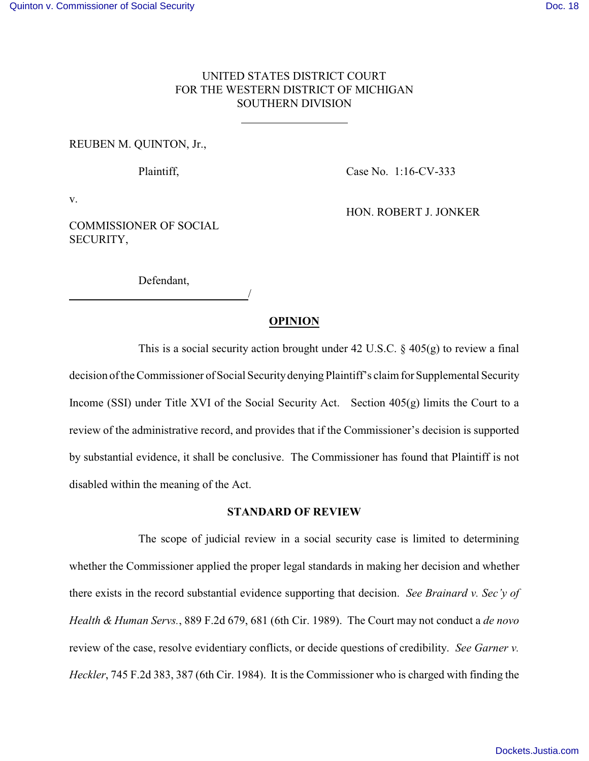UNITED STATES DISTRICT COURT
FOR THE WESTERN DISTRICT OF MICHIGAN
SOUTHERN DIVISION

REUBEN M. QUINTON, Jr.,

Plaintiff,

Case No. 1:16-CV-333

v.

HON. ROBERT J. JONKER

COMMISSIONER OF SOCIAL SECURITY,

Defendant,
______________________________/

## OPINION

This is a social security action brought under 42 U.S.C. § 405(g) to review a final decision of the Commissioner of Social Security denying Plaintiff's claim for Supplemental Security Income (SSI) under Title XVI of the Social Security Act. Section 405(g) limits the Court to a review of the administrative record, and provides that if the Commissioner's decision is supported by substantial evidence, it shall be conclusive. The Commissioner has found that Plaintiff is not disabled within the meaning of the Act.

### STANDARD OF REVIEW

The scope of judicial review in a social security case is limited to determining whether the Commissioner applied the proper legal standards in making her decision and whether there exists in the record substantial evidence supporting that decision. *See Brainard v. Sec'y of Health & Human Servs.*, 889 F.2d 679, 681 (6th Cir. 1989). The Court may not conduct a *de novo* review of the case, resolve evidentiary conflicts, or decide questions of credibility. *See Garner v. Heckler*, 745 F.2d 383, 387 (6th Cir. 1984). It is the Commissioner who is charged with finding the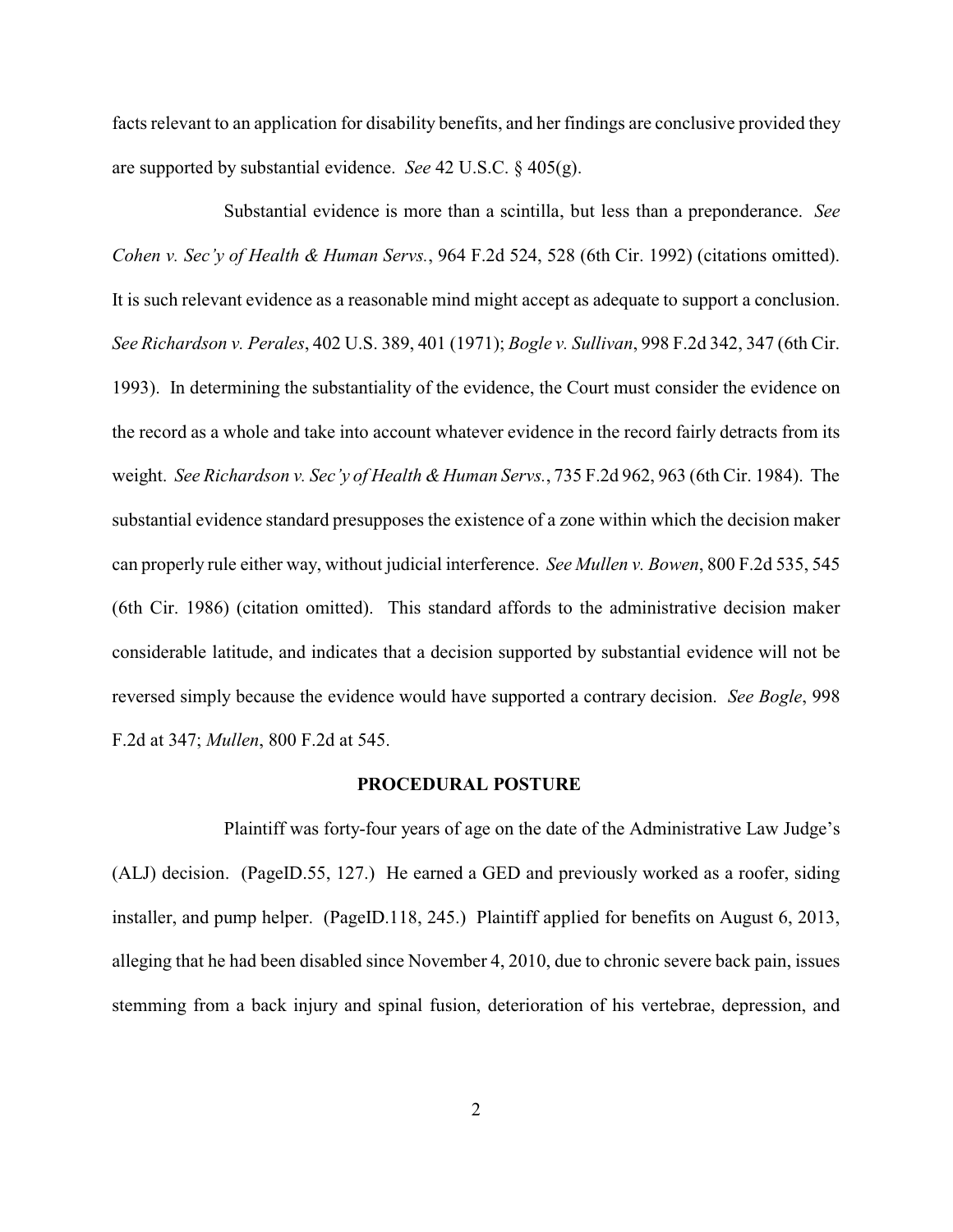facts relevant to an application for disability benefits, and her findings are conclusive provided they are supported by substantial evidence. *See* 42 U.S.C. § 405(g).

Substantial evidence is more than a scintilla, but less than a preponderance. *See Cohen v. Sec'y of Health & Human Servs.*, 964 F.2d 524, 528 (6th Cir. 1992) (citations omitted). It is such relevant evidence as a reasonable mind might accept as adequate to support a conclusion. *See Richardson v. Perales*, 402 U.S. 389, 401 (1971); *Bogle v. Sullivan*, 998 F.2d 342, 347 (6th Cir. 1993). In determining the substantiality of the evidence, the Court must consider the evidence on the record as a whole and take into account whatever evidence in the record fairly detracts from its weight. *See Richardson v. Sec'y of Health & Human Servs.*, 735 F.2d 962, 963 (6th Cir. 1984). The substantial evidence standard presupposes the existence of a zone within which the decision maker can properly rule either way, without judicial interference. *See Mullen v. Bowen*, 800 F.2d 535, 545 (6th Cir. 1986) (citation omitted). This standard affords to the administrative decision maker considerable latitude, and indicates that a decision supported by substantial evidence will not be reversed simply because the evidence would have supported a contrary decision. *See Bogle*, 998 F.2d at 347; *Mullen*, 800 F.2d at 545.

**PROCEDURAL POSTURE**

Plaintiff was forty-four years of age on the date of the Administrative Law Judge's (ALJ) decision. (PageID.55, 127.) He earned a GED and previously worked as a roofer, siding installer, and pump helper. (PageID.118, 245.) Plaintiff applied for benefits on August 6, 2013, alleging that he had been disabled since November 4, 2010, due to chronic severe back pain, issues stemming from a back injury and spinal fusion, deterioration of his vertebrae, depression, and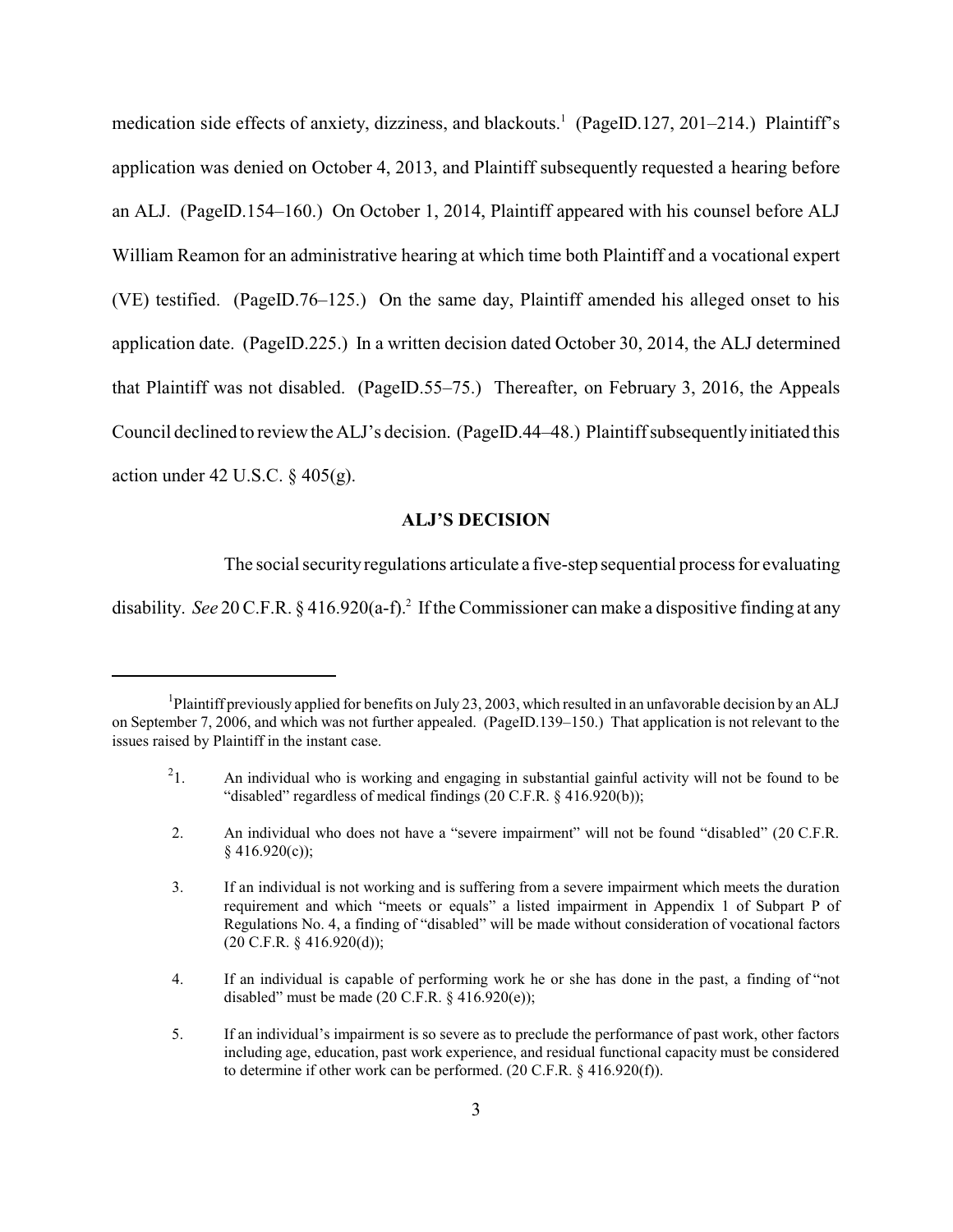medication side effects of anxiety, dizziness, and blackouts.[1] (PageID.127, 201–214.) Plaintiff's application was denied on October 4, 2013, and Plaintiff subsequently requested a hearing before an ALJ. (PageID.154–160.) On October 1, 2014, Plaintiff appeared with his counsel before ALJ William Reamon for an administrative hearing at which time both Plaintiff and a vocational expert (VE) testified. (PageID.76–125.) On the same day, Plaintiff amended his alleged onset to his application date. (PageID.225.) In a written decision dated October 30, 2014, the ALJ determined that Plaintiff was not disabled. (PageID.55–75.) Thereafter, on February 3, 2016, the Appeals Council declined to review the ALJ's decision. (PageID.44–48.) Plaintiff subsequently initiated this action under 42 U.S.C. § 405(g).

## ALJ'S DECISION

The social security regulations articulate a five-step sequential process for evaluating disability. *See* 20 C.F.R. § 416.920(a-f).[2] If the Commissioner can make a dispositive finding at any

---

[1] Plaintiff previously applied for benefits on July 23, 2003, which resulted in an unfavorable decision by an ALJ on September 7, 2006, and which was not further appealed. (PageID.139–150.) That application is not relevant to the issues raised by Plaintiff in the instant case.

[2]

1. An individual who is working and engaging in substantial gainful activity will not be found to be "disabled" regardless of medical findings (20 C.F.R. § 416.920(b));

2. An individual who does not have a "severe impairment" will not be found "disabled" (20 C.F.R. § 416.920(c));

3. If an individual is not working and is suffering from a severe impairment which meets the duration requirement and which "meets or equals" a listed impairment in Appendix 1 of Subpart P of Regulations No. 4, a finding of "disabled" will be made without consideration of vocational factors (20 C.F.R. § 416.920(d));

4. If an individual is capable of performing work he or she has done in the past, a finding of "not disabled" must be made (20 C.F.R. § 416.920(e));

5. If an individual's impairment is so severe as to preclude the performance of past work, other factors including age, education, past work experience, and residual functional capacity must be considered to determine if other work can be performed. (20 C.F.R. § 416.920(f)).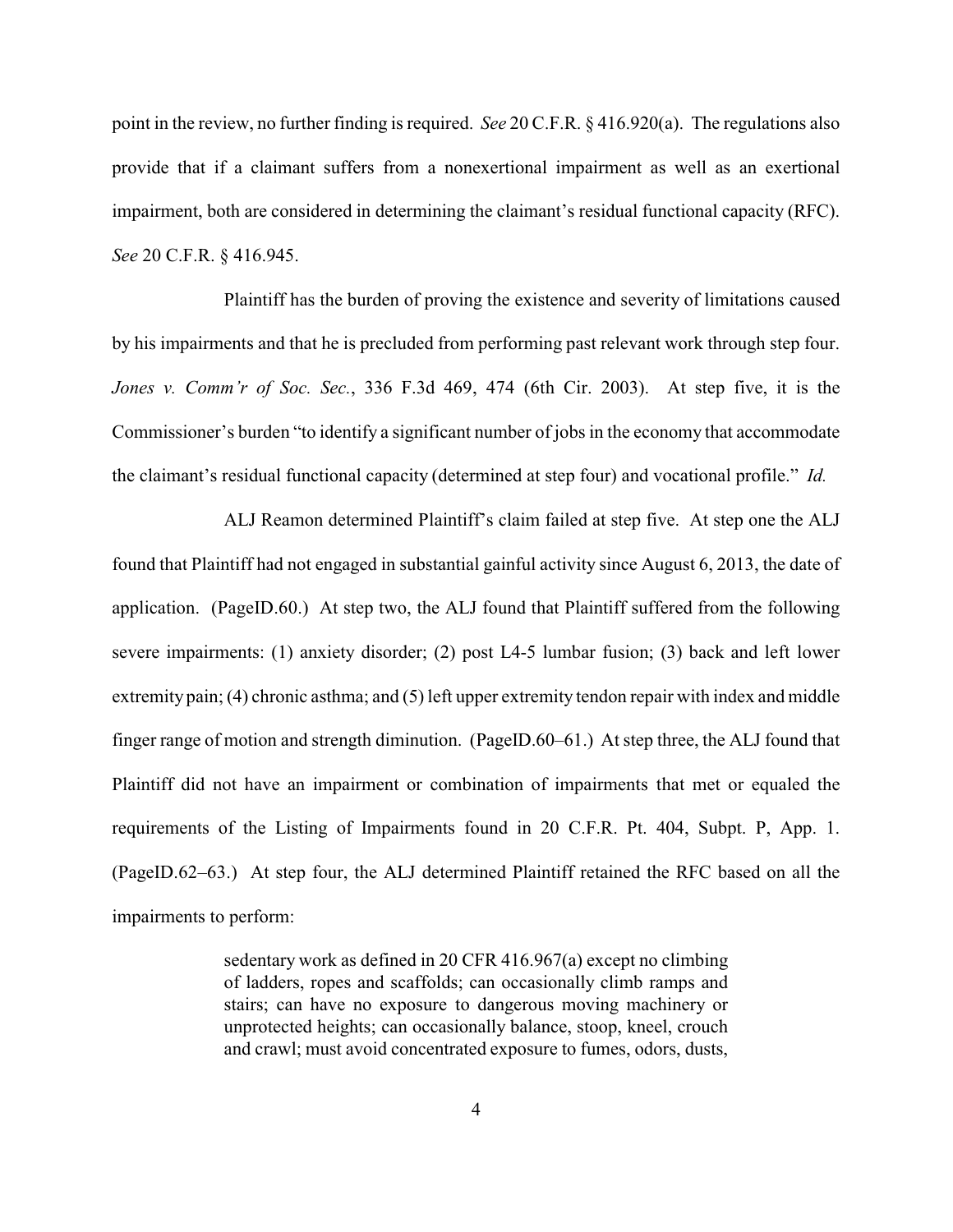point in the review, no further finding is required. *See* 20 C.F.R. § 416.920(a). The regulations also provide that if a claimant suffers from a nonexertional impairment as well as an exertional impairment, both are considered in determining the claimant's residual functional capacity (RFC). *See* 20 C.F.R. § 416.945.

Plaintiff has the burden of proving the existence and severity of limitations caused by his impairments and that he is precluded from performing past relevant work through step four. *Jones v. Comm'r of Soc. Sec.*, 336 F.3d 469, 474 (6th Cir. 2003). At step five, it is the Commissioner's burden "to identify a significant number of jobs in the economy that accommodate the claimant's residual functional capacity (determined at step four) and vocational profile." *Id.*

ALJ Reamon determined Plaintiff's claim failed at step five. At step one the ALJ found that Plaintiff had not engaged in substantial gainful activity since August 6, 2013, the date of application. (PageID.60.) At step two, the ALJ found that Plaintiff suffered from the following severe impairments: (1) anxiety disorder; (2) post L4-5 lumbar fusion; (3) back and left lower extremity pain; (4) chronic asthma; and (5) left upper extremity tendon repair with index and middle finger range of motion and strength diminution. (PageID.60–61.) At step three, the ALJ found that Plaintiff did not have an impairment or combination of impairments that met or equaled the requirements of the Listing of Impairments found in 20 C.F.R. Pt. 404, Subpt. P, App. 1. (PageID.62–63.) At step four, the ALJ determined Plaintiff retained the RFC based on all the impairments to perform:

> sedentary work as defined in 20 CFR 416.967(a) except no climbing of ladders, ropes and scaffolds; can occasionally climb ramps and stairs; can have no exposure to dangerous moving machinery or unprotected heights; can occasionally balance, stoop, kneel, crouch and crawl; must avoid concentrated exposure to fumes, odors, dusts,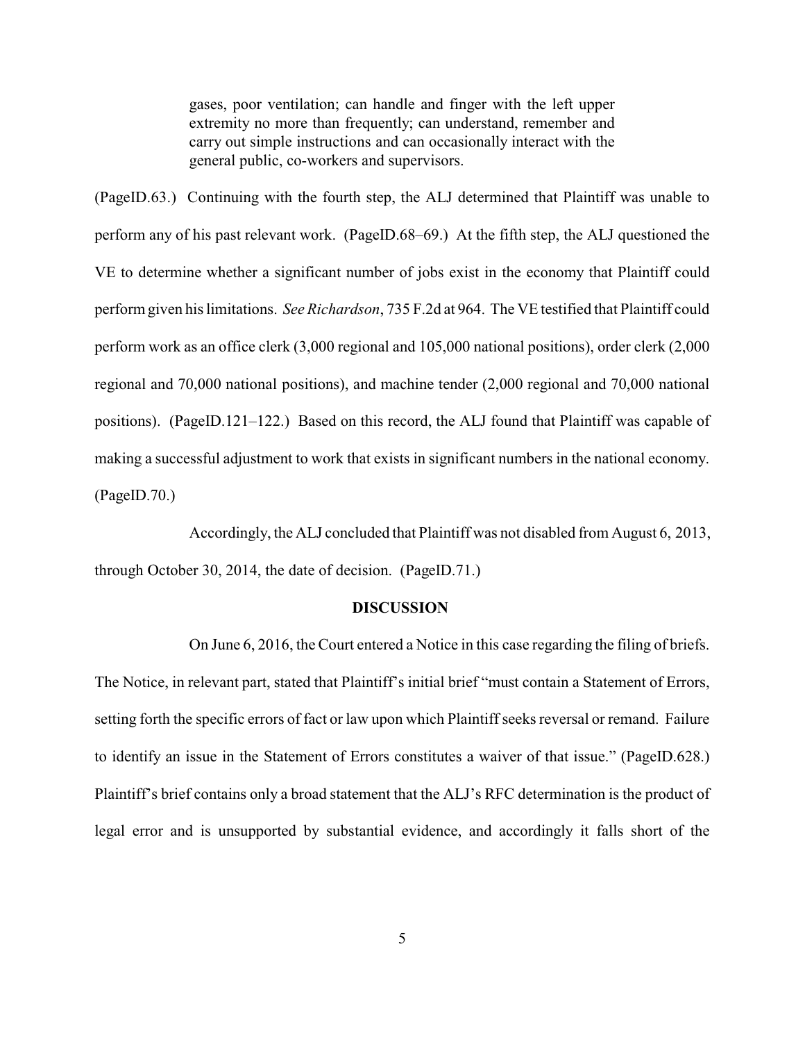> gases, poor ventilation; can handle and finger with the left upper extremity no more than frequently; can understand, remember and carry out simple instructions and can occasionally interact with the general public, co-workers and supervisors.

(PageID.63.) Continuing with the fourth step, the ALJ determined that Plaintiff was unable to perform any of his past relevant work. (PageID.68–69.) At the fifth step, the ALJ questioned the VE to determine whether a significant number of jobs exist in the economy that Plaintiff could perform given his limitations. *See Richardson*, 735 F.2d at 964. The VE testified that Plaintiff could perform work as an office clerk (3,000 regional and 105,000 national positions), order clerk (2,000 regional and 70,000 national positions), and machine tender (2,000 regional and 70,000 national positions). (PageID.121–122.) Based on this record, the ALJ found that Plaintiff was capable of making a successful adjustment to work that exists in significant numbers in the national economy. (PageID.70.)

Accordingly, the ALJ concluded that Plaintiff was not disabled from August 6, 2013, through October 30, 2014, the date of decision. (PageID.71.)

**DISCUSSION**

On June 6, 2016, the Court entered a Notice in this case regarding the filing of briefs. The Notice, in relevant part, stated that Plaintiff's initial brief "must contain a Statement of Errors, setting forth the specific errors of fact or law upon which Plaintiff seeks reversal or remand. Failure to identify an issue in the Statement of Errors constitutes a waiver of that issue." (PageID.628.) Plaintiff's brief contains only a broad statement that the ALJ's RFC determination is the product of legal error and is unsupported by substantial evidence, and accordingly it falls short of the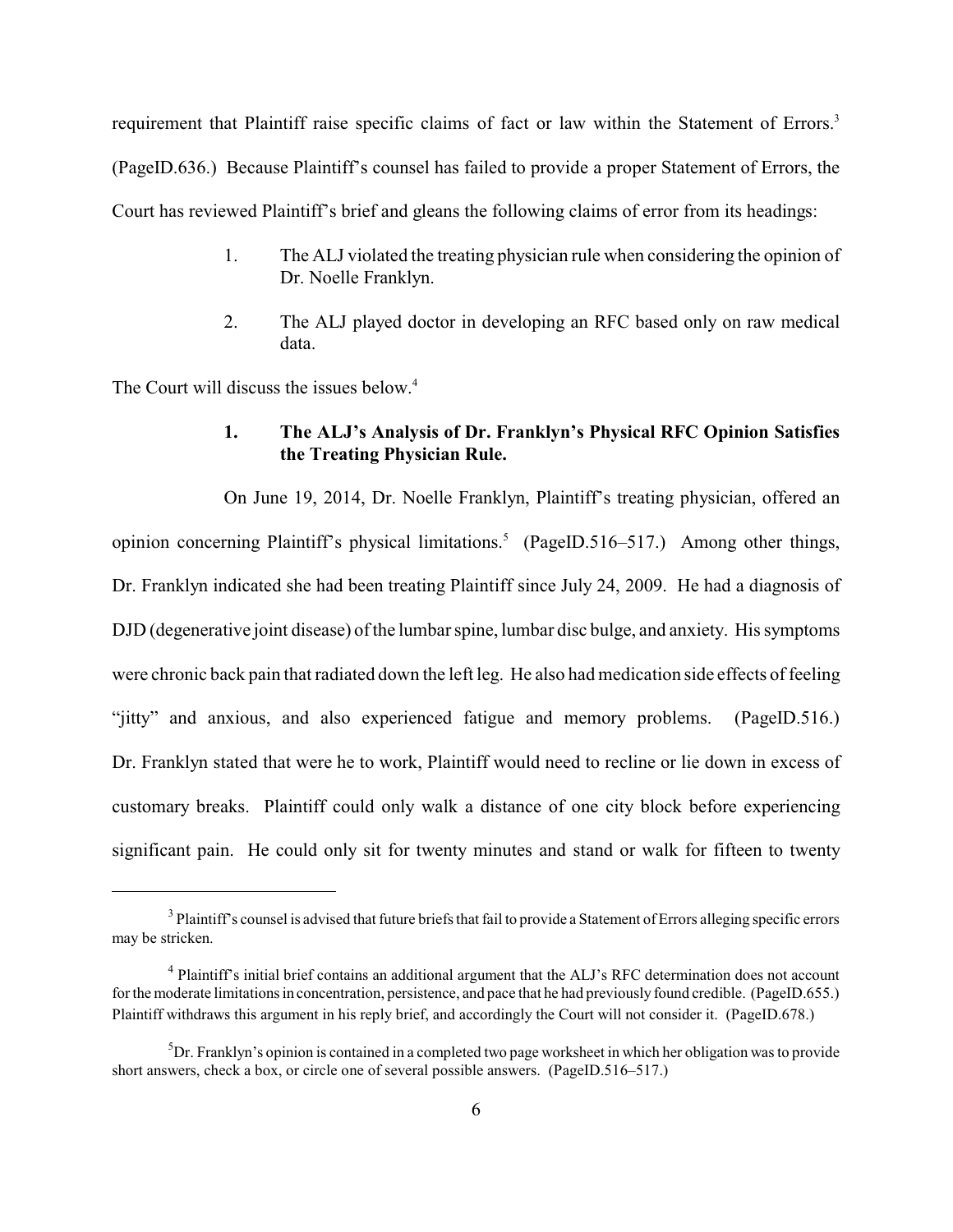requirement that Plaintiff raise specific claims of fact or law within the Statement of Errors.[3] (PageID.636.) Because Plaintiff's counsel has failed to provide a proper Statement of Errors, the Court has reviewed Plaintiff's brief and gleans the following claims of error from its headings:

1. The ALJ violated the treating physician rule when considering the opinion of Dr. Noelle Franklyn.
2. The ALJ played doctor in developing an RFC based only on raw medical data.

The Court will discuss the issues below.[4]

**1. The ALJ's Analysis of Dr. Franklyn's Physical RFC Opinion Satisfies the Treating Physician Rule.**

On June 19, 2014, Dr. Noelle Franklyn, Plaintiff's treating physician, offered an opinion concerning Plaintiff's physical limitations.[5] (PageID.516–517.) Among other things, Dr. Franklyn indicated she had been treating Plaintiff since July 24, 2009. He had a diagnosis of DJD (degenerative joint disease) of the lumbar spine, lumbar disc bulge, and anxiety. His symptoms were chronic back pain that radiated down the left leg. He also had medication side effects of feeling "jitty" and anxious, and also experienced fatigue and memory problems. (PageID.516.) Dr. Franklyn stated that were he to work, Plaintiff would need to recline or lie down in excess of customary breaks. Plaintiff could only walk a distance of one city block before experiencing significant pain. He could only sit for twenty minutes and stand or walk for fifteen to twenty

---

[3] Plaintiff's counsel is advised that future briefs that fail to provide a Statement of Errors alleging specific errors may be stricken.

[4] Plaintiff's initial brief contains an additional argument that the ALJ's RFC determination does not account for the moderate limitations in concentration, persistence, and pace that he had previously found credible. (PageID.655.) Plaintiff withdraws this argument in his reply brief, and accordingly the Court will not consider it. (PageID.678.)

[5] Dr. Franklyn's opinion is contained in a completed two page worksheet in which her obligation was to provide short answers, check a box, or circle one of several possible answers. (PageID.516–517.)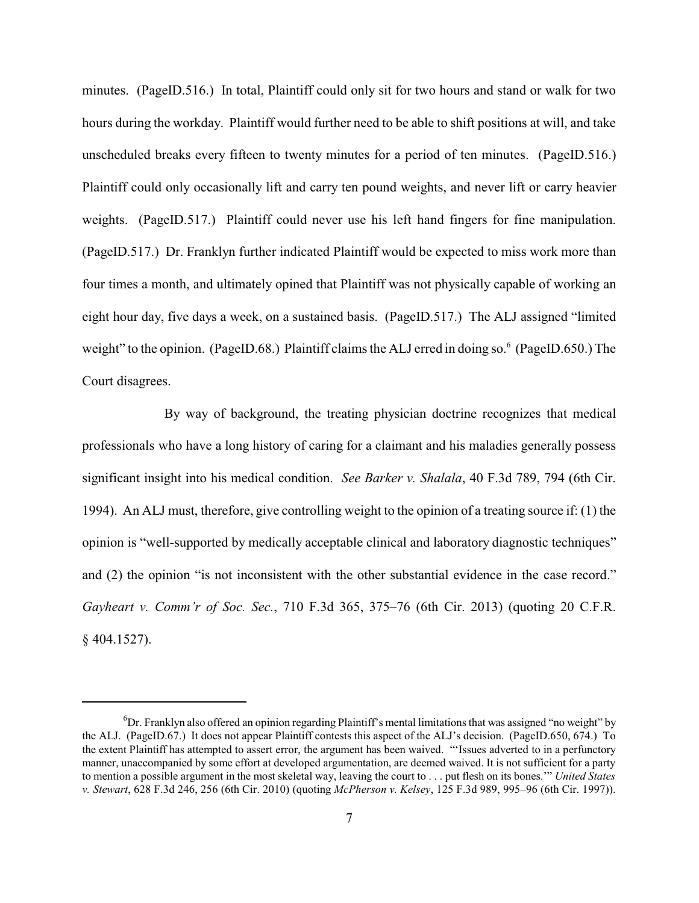minutes. (PageID.516.) In total, Plaintiff could only sit for two hours and stand or walk for two hours during the workday. Plaintiff would further need to be able to shift positions at will, and take unscheduled breaks every fifteen to twenty minutes for a period of ten minutes. (PageID.516.) Plaintiff could only occasionally lift and carry ten pound weights, and never lift or carry heavier weights. (PageID.517.) Plaintiff could never use his left hand fingers for fine manipulation. (PageID.517.) Dr. Franklyn further indicated Plaintiff would be expected to miss work more than four times a month, and ultimately opined that Plaintiff was not physically capable of working an eight hour day, five days a week, on a sustained basis. (PageID.517.) The ALJ assigned "limited weight" to the opinion. (PageID.68.) Plaintiff claims the ALJ erred in doing so.[6] (PageID.650.) The Court disagrees.

By way of background, the treating physician doctrine recognizes that medical professionals who have a long history of caring for a claimant and his maladies generally possess significant insight into his medical condition. *See Barker v. Shalala*, 40 F.3d 789, 794 (6th Cir. 1994). An ALJ must, therefore, give controlling weight to the opinion of a treating source if: (1) the opinion is "well-supported by medically acceptable clinical and laboratory diagnostic techniques" and (2) the opinion "is not inconsistent with the other substantial evidence in the case record." *Gayheart v. Comm'r of Soc. Sec.*, 710 F.3d 365, 375–76 (6th Cir. 2013) (quoting 20 C.F.R. § 404.1527).

---

[6] Dr. Franklyn also offered an opinion regarding Plaintiff's mental limitations that was assigned "no weight" by the ALJ. (PageID.67.) It does not appear Plaintiff contests this aspect of the ALJ's decision. (PageID.650, 674.) To the extent Plaintiff has attempted to assert error, the argument has been waived. "'Issues adverted to in a perfunctory manner, unaccompanied by some effort at developed argumentation, are deemed waived. It is not sufficient for a party to mention a possible argument in the most skeletal way, leaving the court to . . . put flesh on its bones.'" *United States v. Stewart*, 628 F.3d 246, 256 (6th Cir. 2010) (quoting *McPherson v. Kelsey*, 125 F.3d 989, 995–96 (6th Cir. 1997)).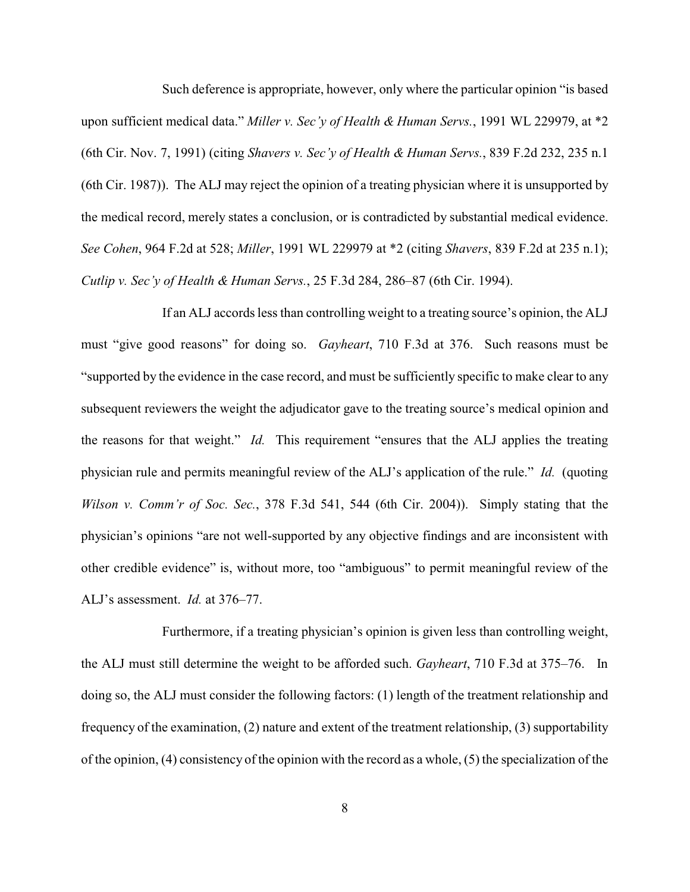Such deference is appropriate, however, only where the particular opinion "is based upon sufficient medical data." *Miller v. Sec'y of Health & Human Servs.*, 1991 WL 229979, at *2 (6th Cir. Nov. 7, 1991) (citing *Shavers v. Sec'y of Health & Human Servs.*, 839 F.2d 232, 235 n.1 (6th Cir. 1987)). The ALJ may reject the opinion of a treating physician where it is unsupported by the medical record, merely states a conclusion, or is contradicted by substantial medical evidence. *See Cohen*, 964 F.2d at 528; *Miller*, 1991 WL 229979 at *2 (citing *Shavers*, 839 F.2d at 235 n.1); *Cutlip v. Sec'y of Health & Human Servs.*, 25 F.3d 284, 286–87 (6th Cir. 1994).

If an ALJ accords less than controlling weight to a treating source's opinion, the ALJ must "give good reasons" for doing so. *Gayheart*, 710 F.3d at 376. Such reasons must be "supported by the evidence in the case record, and must be sufficiently specific to make clear to any subsequent reviewers the weight the adjudicator gave to the treating source's medical opinion and the reasons for that weight." *Id.* This requirement "ensures that the ALJ applies the treating physician rule and permits meaningful review of the ALJ's application of the rule." *Id.* (quoting *Wilson v. Comm'r of Soc. Sec.*, 378 F.3d 541, 544 (6th Cir. 2004)). Simply stating that the physician's opinions "are not well-supported by any objective findings and are inconsistent with other credible evidence" is, without more, too "ambiguous" to permit meaningful review of the ALJ's assessment. *Id.* at 376–77.

Furthermore, if a treating physician's opinion is given less than controlling weight, the ALJ must still determine the weight to be afforded such. *Gayheart*, 710 F.3d at 375–76. In doing so, the ALJ must consider the following factors: (1) length of the treatment relationship and frequency of the examination, (2) nature and extent of the treatment relationship, (3) supportability of the opinion, (4) consistency of the opinion with the record as a whole, (5) the specialization of the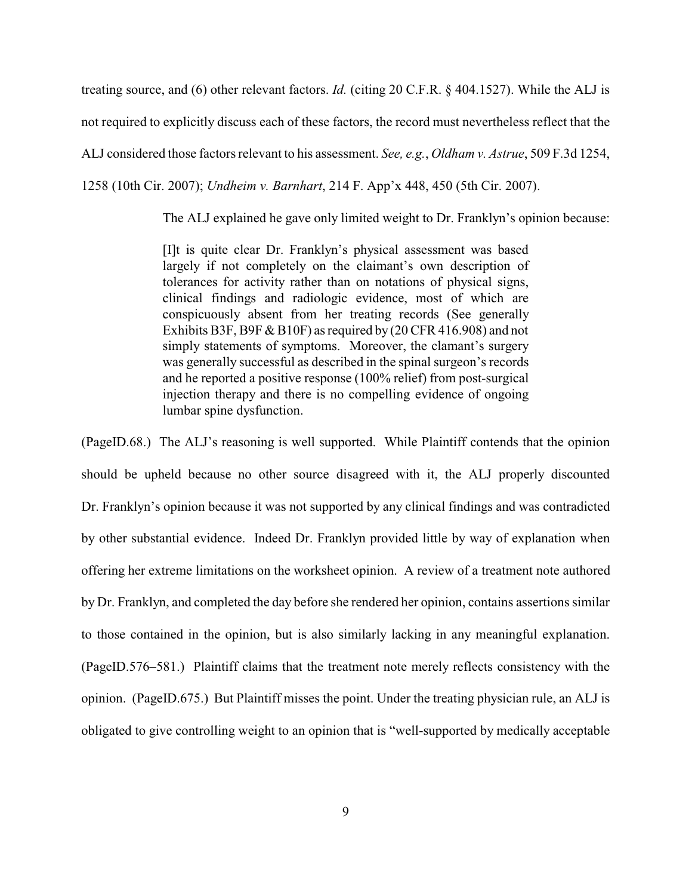treating source, and (6) other relevant factors. *Id.* (citing 20 C.F.R. § 404.1527). While the ALJ is not required to explicitly discuss each of these factors, the record must nevertheless reflect that the ALJ considered those factors relevant to his assessment. *See, e.g.*, *Oldham v. Astrue*, 509 F.3d 1254, 1258 (10th Cir. 2007); *Undheim v. Barnhart*, 214 F. App'x 448, 450 (5th Cir. 2007).

The ALJ explained he gave only limited weight to Dr. Franklyn's opinion because:

> [I]t is quite clear Dr. Franklyn's physical assessment was based largely if not completely on the claimant's own description of tolerances for activity rather than on notations of physical signs, clinical findings and radiologic evidence, most of which are conspicuously absent from her treating records (See generally Exhibits B3F, B9F & B10F) as required by (20 CFR 416.908) and not simply statements of symptoms. Moreover, the clamant's surgery was generally successful as described in the spinal surgeon's records and he reported a positive response (100% relief) from post-surgical injection therapy and there is no compelling evidence of ongoing lumbar spine dysfunction.

(PageID.68.) The ALJ's reasoning is well supported. While Plaintiff contends that the opinion should be upheld because no other source disagreed with it, the ALJ properly discounted Dr. Franklyn's opinion because it was not supported by any clinical findings and was contradicted by other substantial evidence. Indeed Dr. Franklyn provided little by way of explanation when offering her extreme limitations on the worksheet opinion. A review of a treatment note authored by Dr. Franklyn, and completed the day before she rendered her opinion, contains assertions similar to those contained in the opinion, but is also similarly lacking in any meaningful explanation. (PageID.576–581.) Plaintiff claims that the treatment note merely reflects consistency with the opinion. (PageID.675.) But Plaintiff misses the point. Under the treating physician rule, an ALJ is obligated to give controlling weight to an opinion that is "well-supported by medically acceptable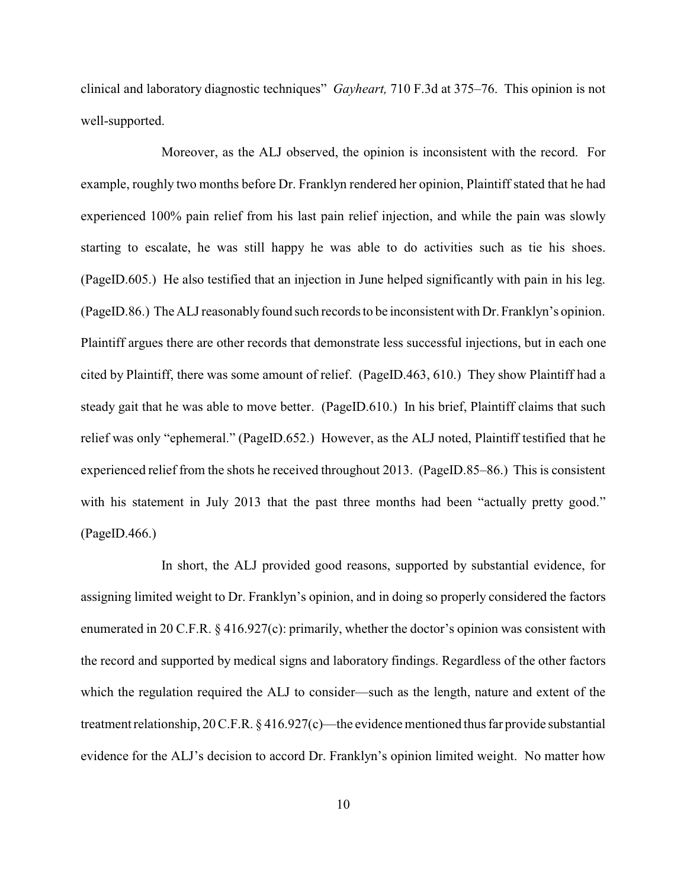clinical and laboratory diagnostic techniques" *Gayheart,* 710 F.3d at 375–76. This opinion is not well-supported.

Moreover, as the ALJ observed, the opinion is inconsistent with the record. For example, roughly two months before Dr. Franklyn rendered her opinion, Plaintiff stated that he had experienced 100% pain relief from his last pain relief injection, and while the pain was slowly starting to escalate, he was still happy he was able to do activities such as tie his shoes. (PageID.605.) He also testified that an injection in June helped significantly with pain in his leg. (PageID.86.) The ALJ reasonably found such records to be inconsistent with Dr. Franklyn's opinion. Plaintiff argues there are other records that demonstrate less successful injections, but in each one cited by Plaintiff, there was some amount of relief. (PageID.463, 610.) They show Plaintiff had a steady gait that he was able to move better. (PageID.610.) In his brief, Plaintiff claims that such relief was only "ephemeral." (PageID.652.) However, as the ALJ noted, Plaintiff testified that he experienced relief from the shots he received throughout 2013. (PageID.85–86.) This is consistent with his statement in July 2013 that the past three months had been "actually pretty good." (PageID.466.)

In short, the ALJ provided good reasons, supported by substantial evidence, for assigning limited weight to Dr. Franklyn's opinion, and in doing so properly considered the factors enumerated in 20 C.F.R. § 416.927(c): primarily, whether the doctor's opinion was consistent with the record and supported by medical signs and laboratory findings. Regardless of the other factors which the regulation required the ALJ to consider—such as the length, nature and extent of the treatment relationship, 20 C.F.R. § 416.927(c)—the evidence mentioned thus far provide substantial evidence for the ALJ's decision to accord Dr. Franklyn's opinion limited weight. No matter how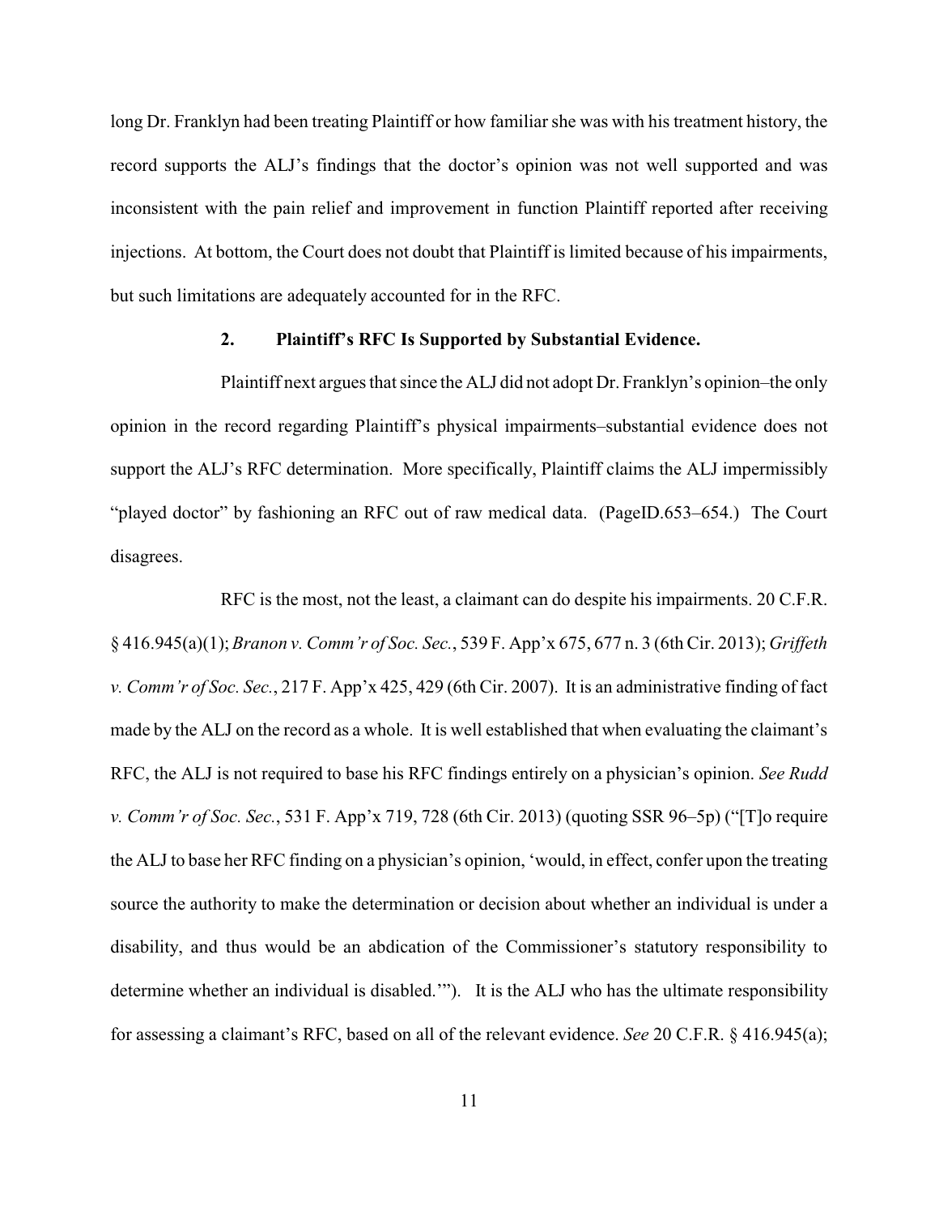long Dr. Franklyn had been treating Plaintiff or how familiar she was with his treatment history, the record supports the ALJ's findings that the doctor's opinion was not well supported and was inconsistent with the pain relief and improvement in function Plaintiff reported after receiving injections. At bottom, the Court does not doubt that Plaintiff is limited because of his impairments, but such limitations are adequately accounted for in the RFC.

### 2. Plaintiff's RFC Is Supported by Substantial Evidence.

Plaintiff next argues that since the ALJ did not adopt Dr. Franklyn's opinion–the only opinion in the record regarding Plaintiff's physical impairments–substantial evidence does not support the ALJ's RFC determination. More specifically, Plaintiff claims the ALJ impermissibly "played doctor" by fashioning an RFC out of raw medical data. (PageID.653–654.) The Court disagrees.

RFC is the most, not the least, a claimant can do despite his impairments. 20 C.F.R. § 416.945(a)(1); *Branon v. Comm'r of Soc. Sec.*, 539 F. App'x 675, 677 n. 3 (6th Cir. 2013); *Griffeth v. Comm'r of Soc. Sec.*, 217 F. App'x 425, 429 (6th Cir. 2007). It is an administrative finding of fact made by the ALJ on the record as a whole. It is well established that when evaluating the claimant's RFC, the ALJ is not required to base his RFC findings entirely on a physician's opinion. *See Rudd v. Comm'r of Soc. Sec.*, 531 F. App'x 719, 728 (6th Cir. 2013) (quoting SSR 96–5p) ("[T]o require the ALJ to base her RFC finding on a physician's opinion, 'would, in effect, confer upon the treating source the authority to make the determination or decision about whether an individual is under a disability, and thus would be an abdication of the Commissioner's statutory responsibility to determine whether an individual is disabled.'"). It is the ALJ who has the ultimate responsibility for assessing a claimant's RFC, based on all of the relevant evidence. *See* 20 C.F.R. § 416.945(a);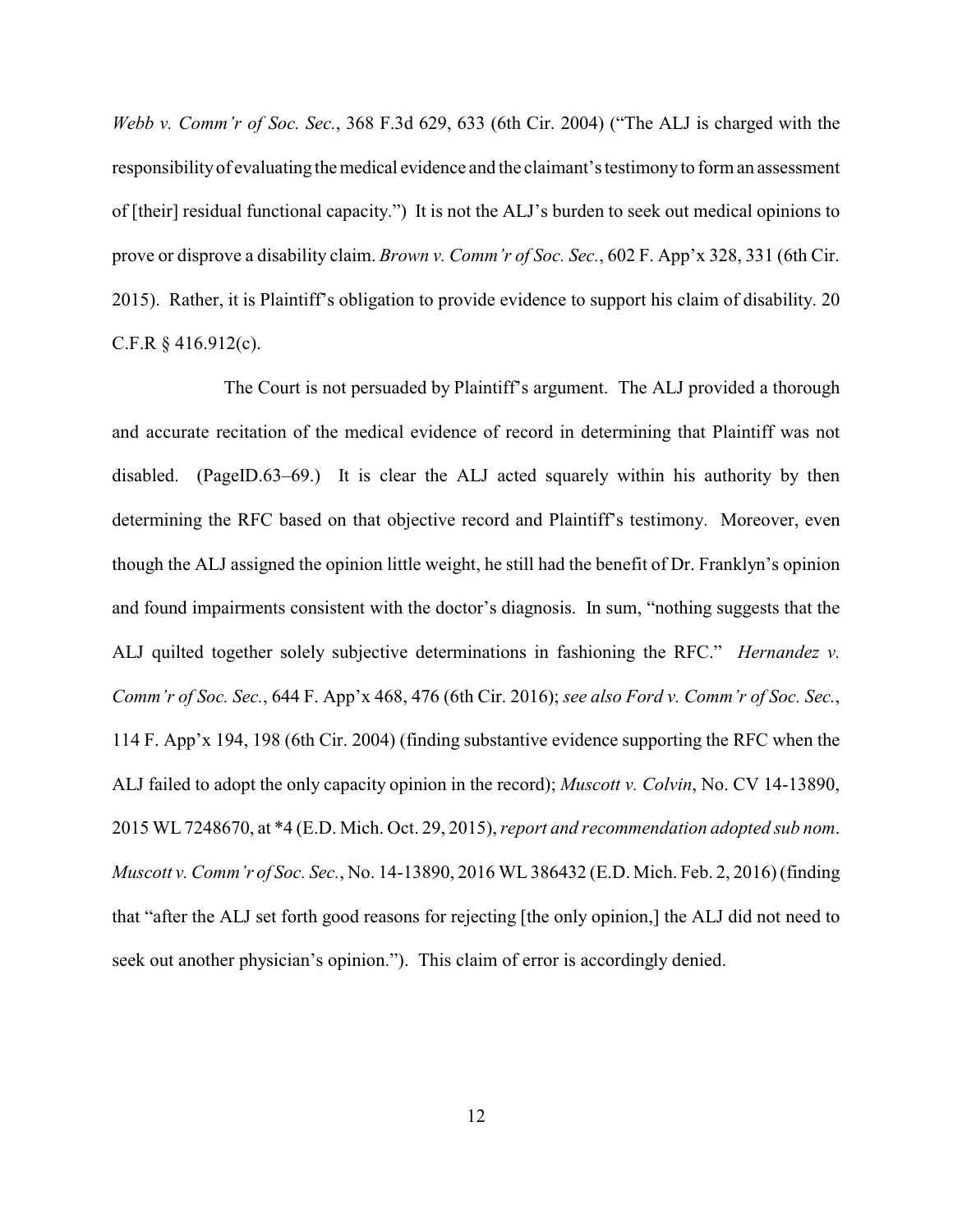*Webb v. Comm'r of Soc. Sec.*, 368 F.3d 629, 633 (6th Cir. 2004) ("The ALJ is charged with the responsibility of evaluating the medical evidence and the claimant's testimony to form an assessment of [their] residual functional capacity.") It is not the ALJ's burden to seek out medical opinions to prove or disprove a disability claim. *Brown v. Comm'r of Soc. Sec.*, 602 F. App'x 328, 331 (6th Cir. 2015). Rather, it is Plaintiff's obligation to provide evidence to support his claim of disability. 20 C.F.R § 416.912(c).

The Court is not persuaded by Plaintiff's argument. The ALJ provided a thorough and accurate recitation of the medical evidence of record in determining that Plaintiff was not disabled. (PageID.63–69.) It is clear the ALJ acted squarely within his authority by then determining the RFC based on that objective record and Plaintiff's testimony. Moreover, even though the ALJ assigned the opinion little weight, he still had the benefit of Dr. Franklyn's opinion and found impairments consistent with the doctor's diagnosis. In sum, "nothing suggests that the ALJ quilted together solely subjective determinations in fashioning the RFC." *Hernandez v. Comm'r of Soc. Sec.*, 644 F. App'x 468, 476 (6th Cir. 2016); *see also Ford v. Comm'r of Soc. Sec.*, 114 F. App'x 194, 198 (6th Cir. 2004) (finding substantive evidence supporting the RFC when the ALJ failed to adopt the only capacity opinion in the record); *Muscott v. Colvin*, No. CV 14-13890, 2015 WL 7248670, at *4 (E.D. Mich. Oct. 29, 2015), *report and recommendation adopted sub nom*. *Muscott v. Comm'r of Soc. Sec.*, No. 14-13890, 2016 WL 386432 (E.D. Mich. Feb. 2, 2016) (finding that "after the ALJ set forth good reasons for rejecting [the only opinion,] the ALJ did not need to seek out another physician's opinion."). This claim of error is accordingly denied.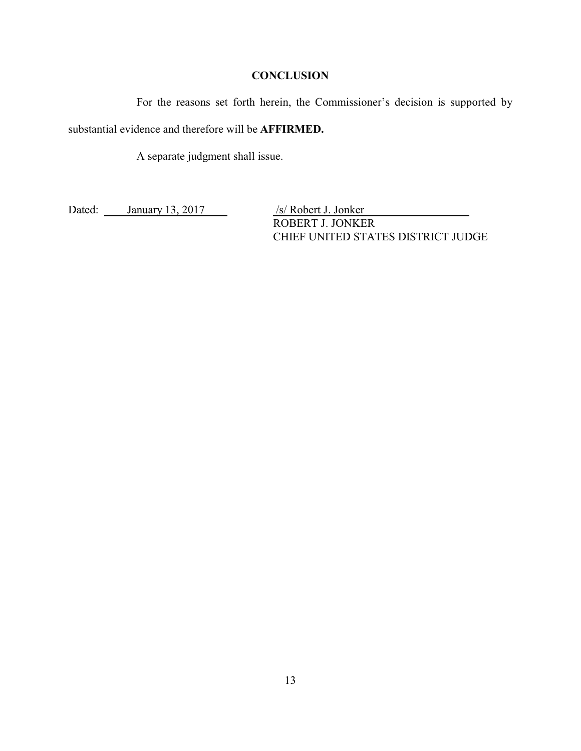## CONCLUSION

For the reasons set forth herein, the Commissioner's decision is supported by substantial evidence and therefore will be **AFFIRMED.**

A separate judgment shall issue.

Dated: January 13, 2017

/s/ Robert J. Jonker
ROBERT J. JONKER
CHIEF UNITED STATES DISTRICT JUDGE